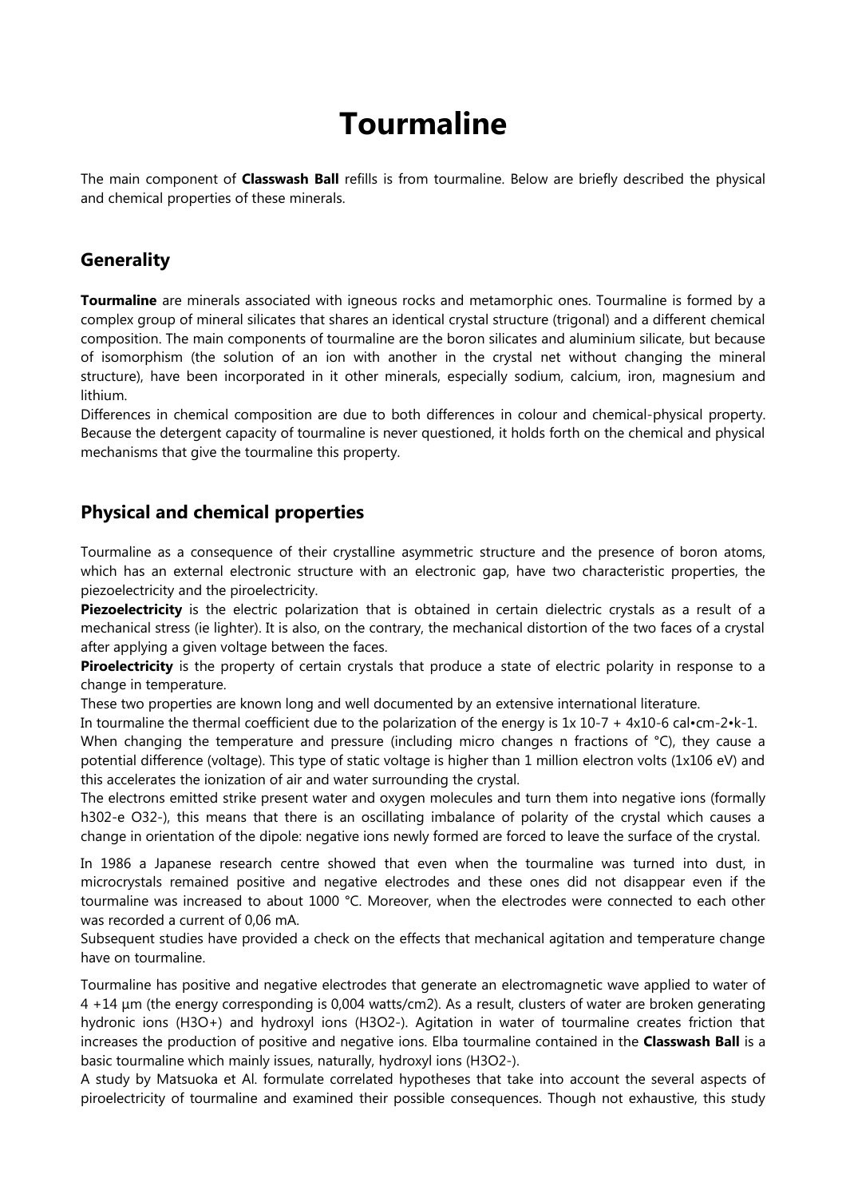# Tourmaline

The main component of **Classwash Ball** refills is from tourmaline. Below are briefly described the physical and chemical properties of these minerals.

## Generality

**Tourmaline** are minerals associated with igneous rocks and metamorphic ones. Tourmaline is formed by a complex group of mineral silicates that shares an identical crystal structure (trigonal) and a different chemical composition. The main components of tourmaline are the boron silicates and aluminium silicate, but because of isomorphism (the solution of an ion with another in the crystal net without changing the mineral structure), have been incorporated in it other minerals, especially sodium, calcium, iron, magnesium and lithium.

Differences in chemical composition are due to both differences in colour and chemical-physical property. Because the detergent capacity of tourmaline is never questioned, it holds forth on the chemical and physical mechanisms that give the tourmaline this property.

## Physical and chemical properties

Tourmaline as a consequence of their crystalline asymmetric structure and the presence of boron atoms, which has an external electronic structure with an electronic gap, have two characteristic properties, the piezoelectricity and the piroelectricity.

**Piezoelectricity** is the electric polarization that is obtained in certain dielectric crystals as a result of a mechanical stress (ie lighter). It is also, on the contrary, the mechanical distortion of the two faces of a crystal after applying a given voltage between the faces.

**Piroelectricity** is the property of certain crystals that produce a state of electric polarity in response to a change in temperature.

These two properties are known long and well documented by an extensive international literature.

In tourmaline the thermal coefficient due to the polarization of the energy is $1x\ 10^{-7} + 4x10^{-6}$ cal•cm-2•k-1.

When changing the temperature and pressure (including micro changes n fractions of °C), they cause a potential difference (voltage). This type of static voltage is higher than 1 million electron volts ($1x10^{6}$ eV) and this accelerates the ionization of air and water surrounding the crystal.

The electrons emitted strike present water and oxygen molecules and turn them into negative ions (formally h302-e O32-), this means that there is an oscillating imbalance of polarity of the crystal which causes a change in orientation of the dipole: negative ions newly formed are forced to leave the surface of the crystal.

In 1986 a Japanese research centre showed that even when the tourmaline was turned into dust, in microcrystals remained positive and negative electrodes and these ones did not disappear even if the tourmaline was increased to about 1000 °C. Moreover, when the electrodes were connected to each other was recorded a current of 0,06 mA.

Subsequent studies have provided a check on the effects that mechanical agitation and temperature change have on tourmaline.

Tourmaline has positive and negative electrodes that generate an electromagnetic wave applied to water of 4 +14 µm (the energy corresponding is 0,004 watts/cm2). As a result, clusters of water are broken generating hydronic ions ($H_3O^+$) and hydroxyl ions ($H_3O_2^-$). Agitation in water of tourmaline creates friction that increases the production of positive and negative ions. Elba tourmaline contained in the **Classwash Ball** is a basic tourmaline which mainly issues, naturally, hydroxyl ions ($H_3O_2^-$).

A study by Matsuoka et Al. formulate correlated hypotheses that take into account the several aspects of piroelectricity of tourmaline and examined their possible consequences. Though not exhaustive, this study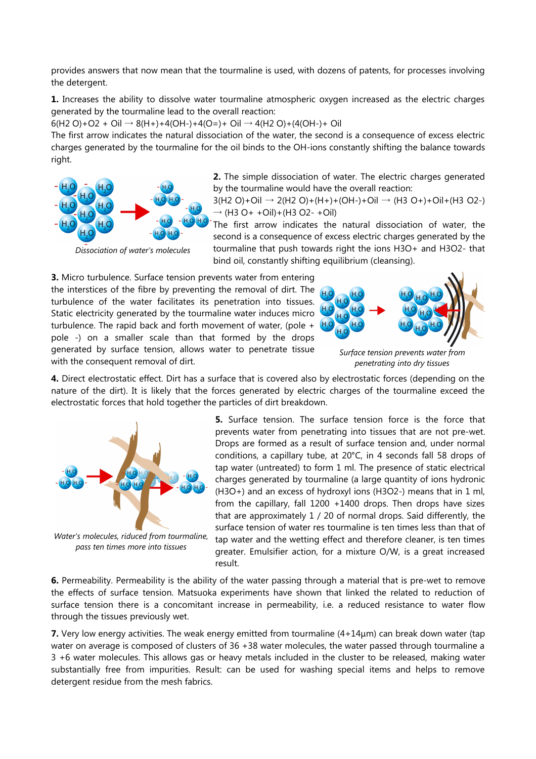provides answers that now mean that the tourmaline is used, with dozens of patents, for processes involving the detergent.

**1.** Increases the ability to dissolve water tourmaline atmospheric oxygen increased as the electric charges generated by the tourmaline lead to the overall reaction:

$6(H_2O)+O_2 + Oil \rightarrow 8(H^+)+4(OH^-)+4(O^=)+ Oil \rightarrow 4(H_2O)+(4(OH^-)+ Oil$

The first arrow indicates the natural dissociation of the water, the second is a consequence of excess electric charges generated by the tourmaline for the oil binds to the OH-ions constantly shifting the balance towards right.

*Dissociation of water's molecules*

**2.** The simple dissociation of water. The electric charges generated by the tourmaline would have the overall reaction:

$3(H_2O)+Oil \rightarrow 2(H_2O)+(H^+)+(OH^-)+Oil \rightarrow (H_3O^+)+Oil+(H_3O_2^-) \rightarrow (H_3O^+ +Oil)+(H_3O_2^- +Oil)$

The first arrow indicates the natural dissociation of water, the second is a consequence of excess electric charges generated by the tourmaline that push towards right the ions $H_3O^+$ and $H_3O_2^-$ that bind oil, constantly shifting equilibrium (cleansing).

**3.** Micro turbulence. Surface tension prevents water from entering the interstices of the fibre by preventing the removal of dirt. The turbulence of the water facilitates its penetration into tissues. Static electricity generated by the tourmaline water induces micro turbulence. The rapid back and forth movement of water, (pole + pole -) on a smaller scale than that formed by the drops generated by surface tension, allows water to penetrate tissue with the consequent removal of dirt.

*Surface tension prevents water from penetrating into dry tissues*

**4.** Direct electrostatic effect. Dirt has a surface that is covered also by electrostatic forces (depending on the nature of the dirt). It is likely that the forces generated by electric charges of the tourmaline exceed the electrostatic forces that hold together the particles of dirt breakdown.

*Water's molecules, riduced from tourmaline, pass ten times more into tissues*

**5.** Surface tension. The surface tension force is the force that prevents water from penetrating into tissues that are not pre-wet. Drops are formed as a result of surface tension and, under normal conditions, a capillary tube, at 20°C, in 4 seconds fall 58 drops of tap water (untreated) to form 1 ml. The presence of static electrical charges generated by tourmaline (a large quantity of ions hydronic ($H_3O^+$) and an excess of hydroxyl ions ($H_3O_2^-$) means that in 1 ml, from the capillary, fall 1200 +1400 drops. Then drops have sizes that are approximately 1 / 20 of normal drops. Said differently, the surface tension of water res tourmaline is ten times less than that of tap water and the wetting effect and therefore cleaner, is ten times greater. Emulsifier action, for a mixture O/W, is a great increased result.

**6.** Permeability. Permeability is the ability of the water passing through a material that is pre-wet to remove the effects of surface tension. Matsuoka experiments have shown that linked the related to reduction of surface tension there is a concomitant increase in permeability, i.e. a reduced resistance to water flow through the tissues previously wet.

**7.** Very low energy activities. The weak energy emitted from tourmaline (4+14µm) can break down water (tap water on average is composed of clusters of 36 +38 water molecules, the water passed through tourmaline a 3 +6 water molecules. This allows gas or heavy metals included in the cluster to be released, making water substantially free from impurities. Result: can be used for washing special items and helps to remove detergent residue from the mesh fabrics.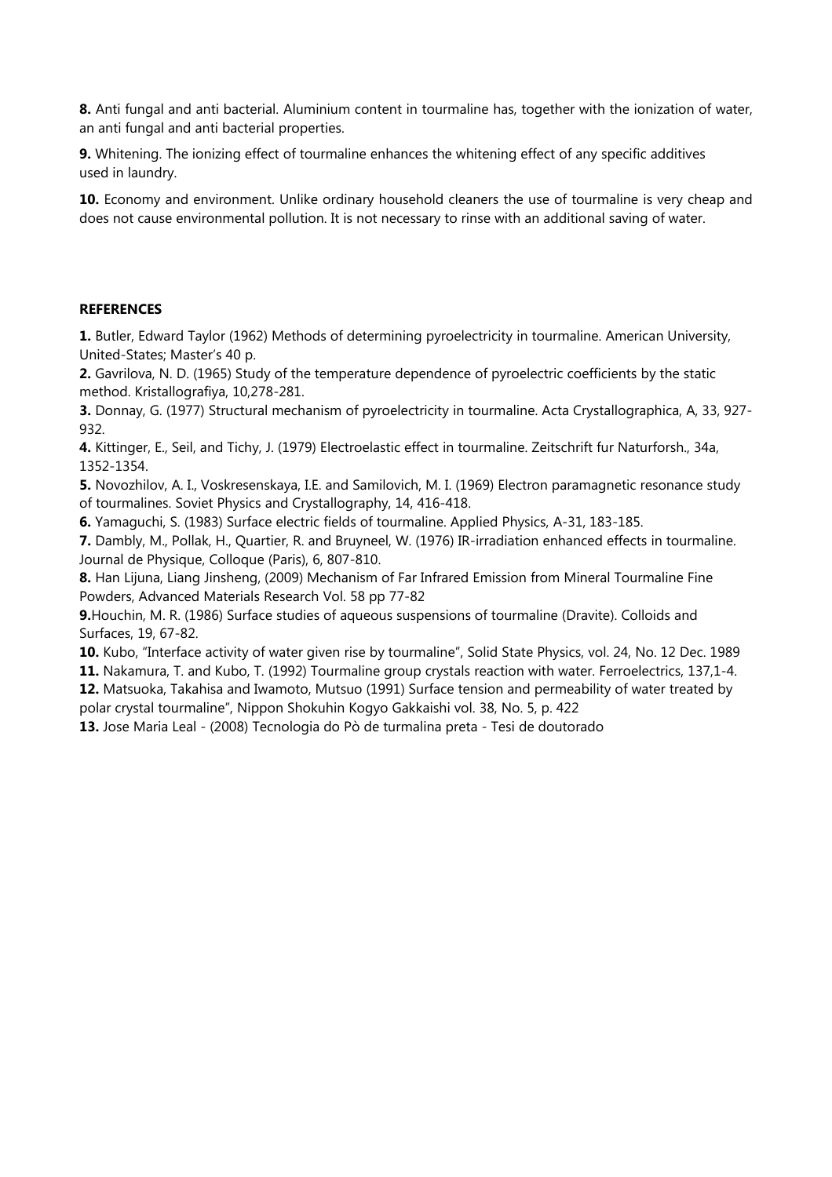**8.** Anti fungal and anti bacterial. Aluminium content in tourmaline has, together with the ionization of water, an anti fungal and anti bacterial properties.

**9.** Whitening. The ionizing effect of tourmaline enhances the whitening effect of any specific additives used in laundry.

**10.** Economy and environment. Unlike ordinary household cleaners the use of tourmaline is very cheap and does not cause environmental pollution. It is not necessary to rinse with an additional saving of water.

**REFERENCES**

**1.** Butler, Edward Taylor (1962) Methods of determining pyroelectricity in tourmaline. American University, United-States; Master's 40 p.

**2.** Gavrilova, N. D. (1965) Study of the temperature dependence of pyroelectric coefficients by the static method. Kristallografiya, 10,278-281.

**3.** Donnay, G. (1977) Structural mechanism of pyroelectricity in tourmaline. Acta Crystallographica, A, 33, 927-932.

**4.** Kittinger, E., Seil, and Tichy, J. (1979) Electroelastic effect in tourmaline. Zeitschrift fur Naturforsh., 34a, 1352-1354.

**5.** Novozhilov, A. I., Voskresenskaya, I.E. and Samilovich, M. I. (1969) Electron paramagnetic resonance study of tourmalines. Soviet Physics and Crystallography, 14, 416-418.

**6.** Yamaguchi, S. (1983) Surface electric fields of tourmaline. Applied Physics, A-31, 183-185.

**7.** Dambly, M., Pollak, H., Quartier, R. and Bruyneel, W. (1976) IR-irradiation enhanced effects in tourmaline. Journal de Physique, Colloque (Paris), 6, 807-810.

**8.** Han Lijuna, Liang Jinsheng, (2009) Mechanism of Far Infrared Emission from Mineral Tourmaline Fine Powders, Advanced Materials Research Vol. 58 pp 77-82

**9.** Houchin, M. R. (1986) Surface studies of aqueous suspensions of tourmaline (Dravite). Colloids and Surfaces, 19, 67-82.

**10.** Kubo, "Interface activity of water given rise by tourmaline", Solid State Physics, vol. 24, No. 12 Dec. 1989

**11.** Nakamura, T. and Kubo, T. (1992) Tourmaline group crystals reaction with water. Ferroelectrics, 137,1-4.

**12.** Matsuoka, Takahisa and Iwamoto, Mutsuo (1991) Surface tension and permeability of water treated by polar crystal tourmaline", Nippon Shokuhin Kogyo Gakkaishi vol. 38, No. 5, p. 422

**13.** Jose Maria Leal - (2008) Tecnologia do Pò de turmalina preta - Tesi de doutorado